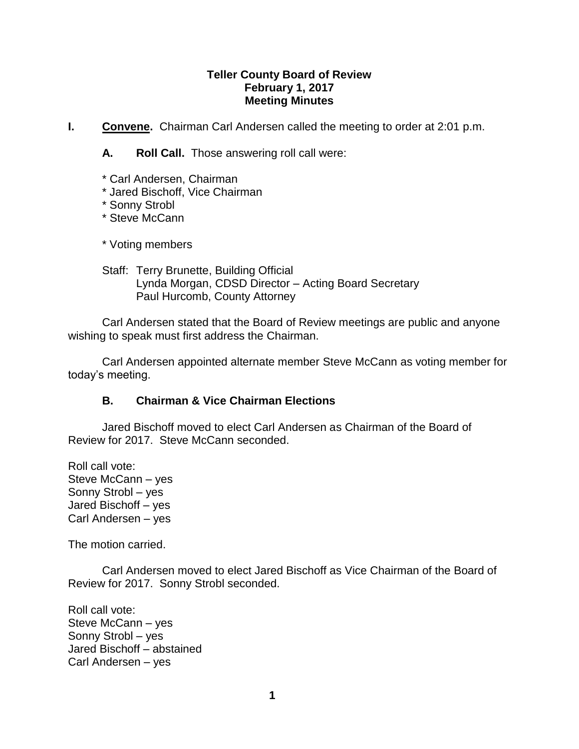**Teller County Board of Review**
**February 1, 2017**
**Meeting Minutes**

**I. Convene.** Chairman Carl Andersen called the meeting to order at 2:01 p.m.

**A. Roll Call.** Those answering roll call were:

* Carl Andersen, Chairman
* Jared Bischoff, Vice Chairman
* Sonny Strobl
* Steve McCann

* Voting members

Staff: Terry Brunette, Building Official
Lynda Morgan, CDSD Director – Acting Board Secretary
Paul Hurcomb, County Attorney

Carl Andersen stated that the Board of Review meetings are public and anyone wishing to speak must first address the Chairman.

Carl Andersen appointed alternate member Steve McCann as voting member for today's meeting.

**B. Chairman & Vice Chairman Elections**

Jared Bischoff moved to elect Carl Andersen as Chairman of the Board of Review for 2017. Steve McCann seconded.

Roll call vote:
Steve McCann – yes
Sonny Strobl – yes
Jared Bischoff – yes
Carl Andersen – yes

The motion carried.

Carl Andersen moved to elect Jared Bischoff as Vice Chairman of the Board of Review for 2017. Sonny Strobl seconded.

Roll call vote:
Steve McCann – yes
Sonny Strobl – yes
Jared Bischoff – abstained
Carl Andersen – yes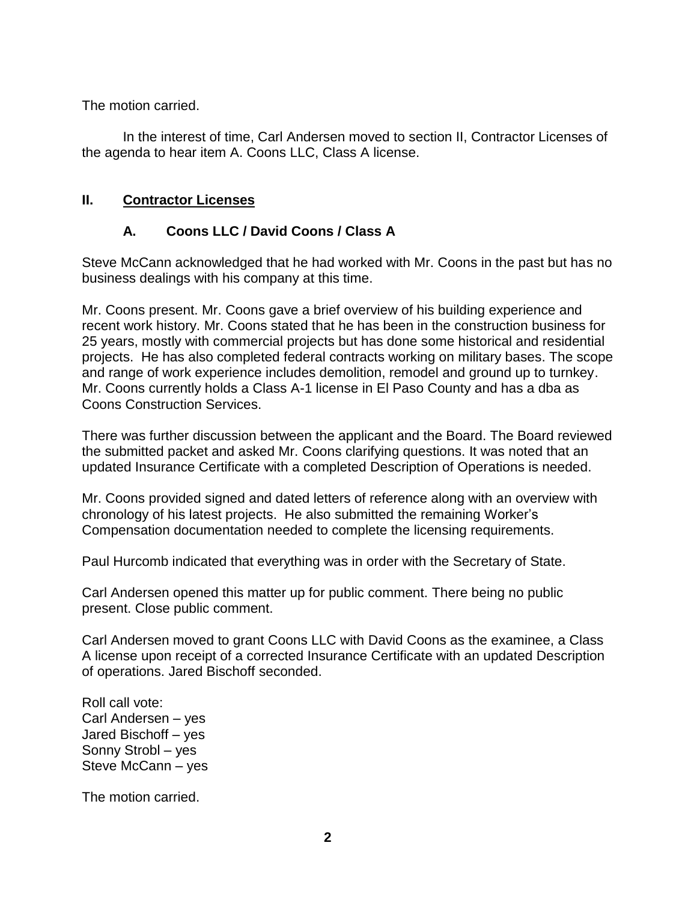The motion carried.

In the interest of time, Carl Andersen moved to section II, Contractor Licenses of the agenda to hear item A. Coons LLC, Class A license.

## II. Contractor Licenses

### A. Coons LLC / David Coons / Class A

Steve McCann acknowledged that he had worked with Mr. Coons in the past but has no business dealings with his company at this time.

Mr. Coons present. Mr. Coons gave a brief overview of his building experience and recent work history. Mr. Coons stated that he has been in the construction business for 25 years, mostly with commercial projects but has done some historical and residential projects. He has also completed federal contracts working on military bases. The scope and range of work experience includes demolition, remodel and ground up to turnkey. Mr. Coons currently holds a Class A-1 license in El Paso County and has a dba as Coons Construction Services.

There was further discussion between the applicant and the Board. The Board reviewed the submitted packet and asked Mr. Coons clarifying questions. It was noted that an updated Insurance Certificate with a completed Description of Operations is needed.

Mr. Coons provided signed and dated letters of reference along with an overview with chronology of his latest projects. He also submitted the remaining Worker's Compensation documentation needed to complete the licensing requirements.

Paul Hurcomb indicated that everything was in order with the Secretary of State.

Carl Andersen opened this matter up for public comment. There being no public present. Close public comment.

Carl Andersen moved to grant Coons LLC with David Coons as the examinee, a Class A license upon receipt of a corrected Insurance Certificate with an updated Description of operations. Jared Bischoff seconded.

Roll call vote:
Carl Andersen – yes
Jared Bischoff – yes
Sonny Strobl – yes
Steve McCann – yes

The motion carried.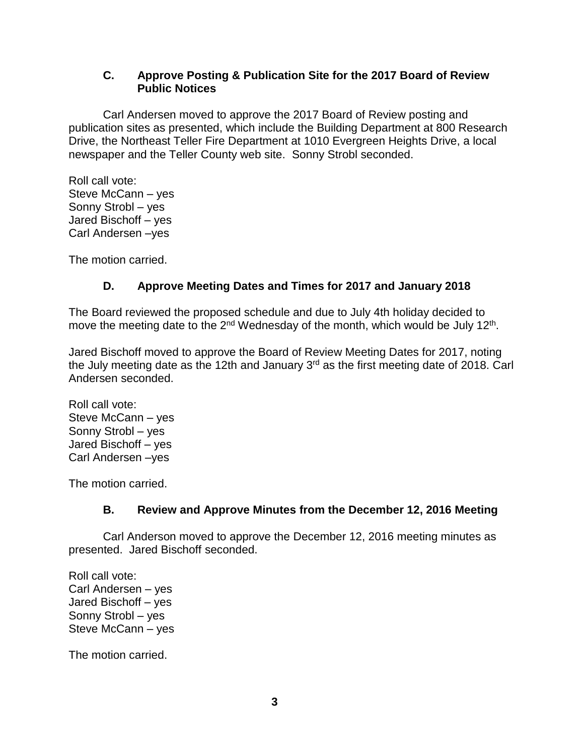### C. Approve Posting & Publication Site for the 2017 Board of Review Public Notices

Carl Andersen moved to approve the 2017 Board of Review posting and publication sites as presented, which include the Building Department at 800 Research Drive, the Northeast Teller Fire Department at 1010 Evergreen Heights Drive, a local newspaper and the Teller County web site. Sonny Strobl seconded.

Roll call vote:
Steve McCann – yes
Sonny Strobl – yes
Jared Bischoff – yes
Carl Andersen –yes

The motion carried.

### D. Approve Meeting Dates and Times for 2017 and January 2018

The Board reviewed the proposed schedule and due to July 4th holiday decided to move the meeting date to the 2nd Wednesday of the month, which would be July 12th.

Jared Bischoff moved to approve the Board of Review Meeting Dates for 2017, noting the July meeting date as the 12th and January 3rd as the first meeting date of 2018. Carl Andersen seconded.

Roll call vote:
Steve McCann – yes
Sonny Strobl – yes
Jared Bischoff – yes
Carl Andersen –yes

The motion carried.

### B. Review and Approve Minutes from the December 12, 2016 Meeting

Carl Anderson moved to approve the December 12, 2016 meeting minutes as presented. Jared Bischoff seconded.

Roll call vote:
Carl Andersen – yes
Jared Bischoff – yes
Sonny Strobl – yes
Steve McCann – yes

The motion carried.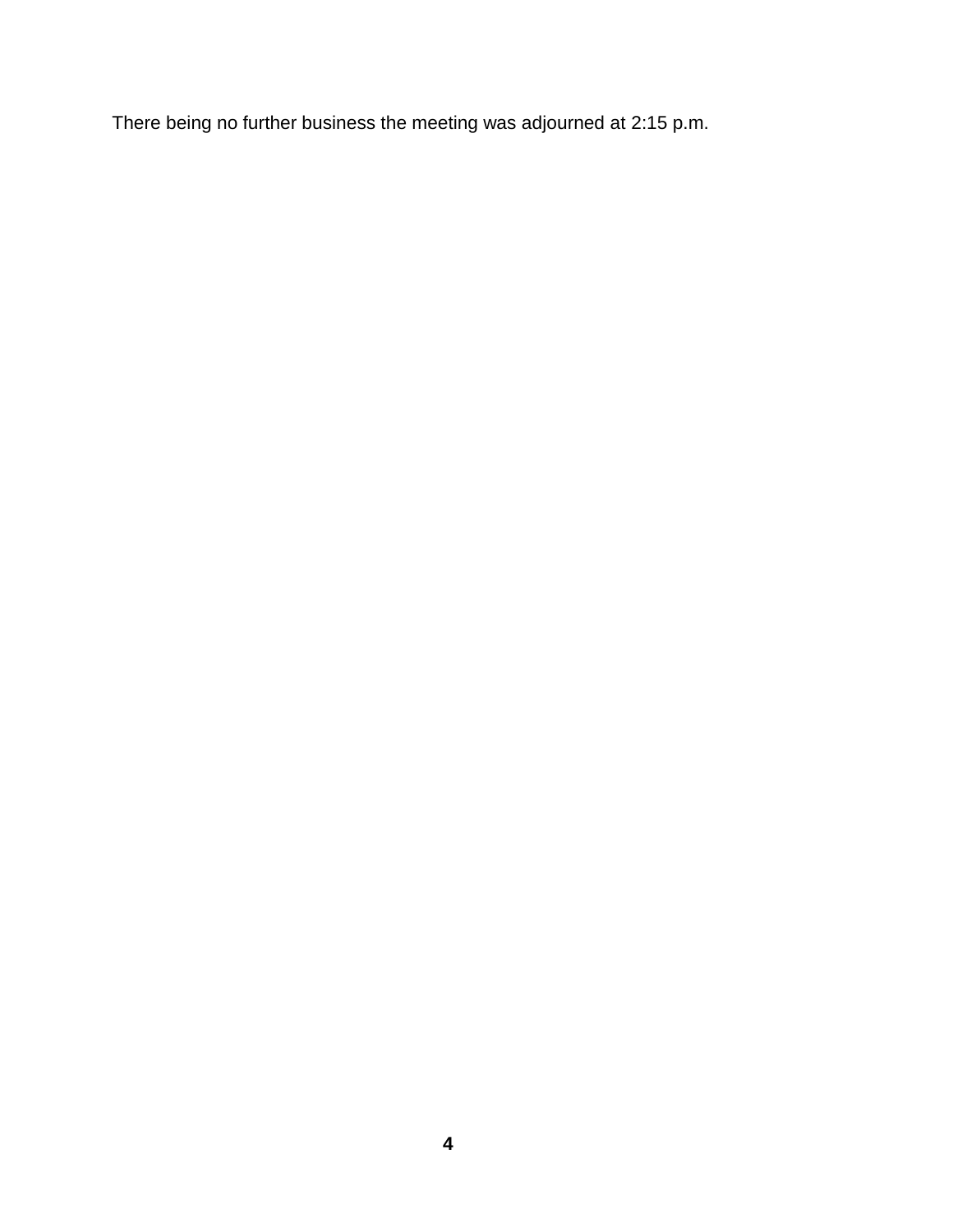There being no further business the meeting was adjourned at 2:15 p.m.